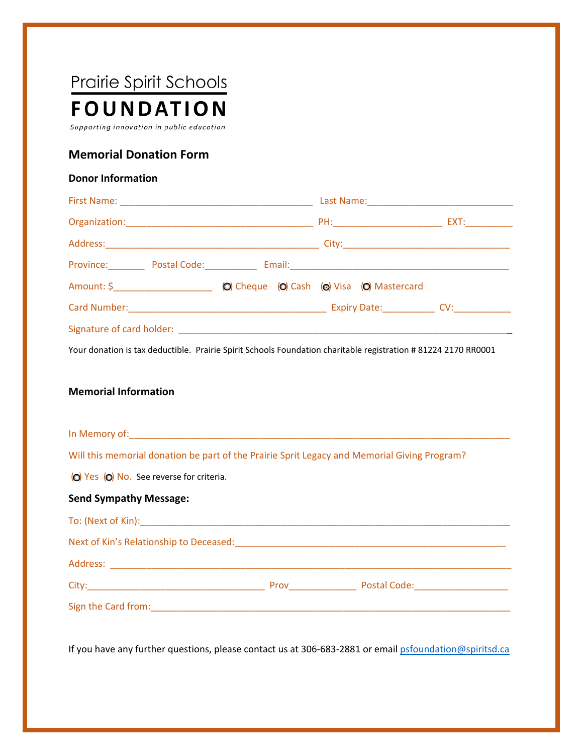Prairie Spirit Schools

**FOUNDATION**

*Supporting innovation in public education*

## Memorial Donation Form

### Donor Information

First Name: ____________________________________ Last Name:___________________________

Organization:___________________________________ PH:____________________ EXT:_________

Address:________________________________________ City:______________________________

Province:_______ Postal Code:__________ Email:_________________________________________

Amount: $__________________ ( ) Cheque ( ) Cash ( ) Visa ( ) Mastercard

Card Number:______________________________________ Expiry Date:__________ CV:__________

Signature of card holder: ______________________________________________________________

Your donation is tax deductible. Prairie Spirit Schools Foundation charitable registration # 81224 2170 RR0001

### Memorial Information

In Memory of:_______________________________________________________________________

Will this memorial donation be part of the Prairie Sprit Legacy and Memorial Giving Program?

( ) Yes ( ) No. See reverse for criteria.

### Send Sympathy Message:

To: (Next of Kin):_____________________________________________________________________

Next of Kin's Relationship to Deceased:_____________________________________________

Address: ___________________________________________________________________________

City:_________________________________ Prov_____________ Postal Code:_________________

Sign the Card from:___________________________________________________________________

If you have any further questions, please contact us at 306-683-2881 or email psfoundation@spiritsd.ca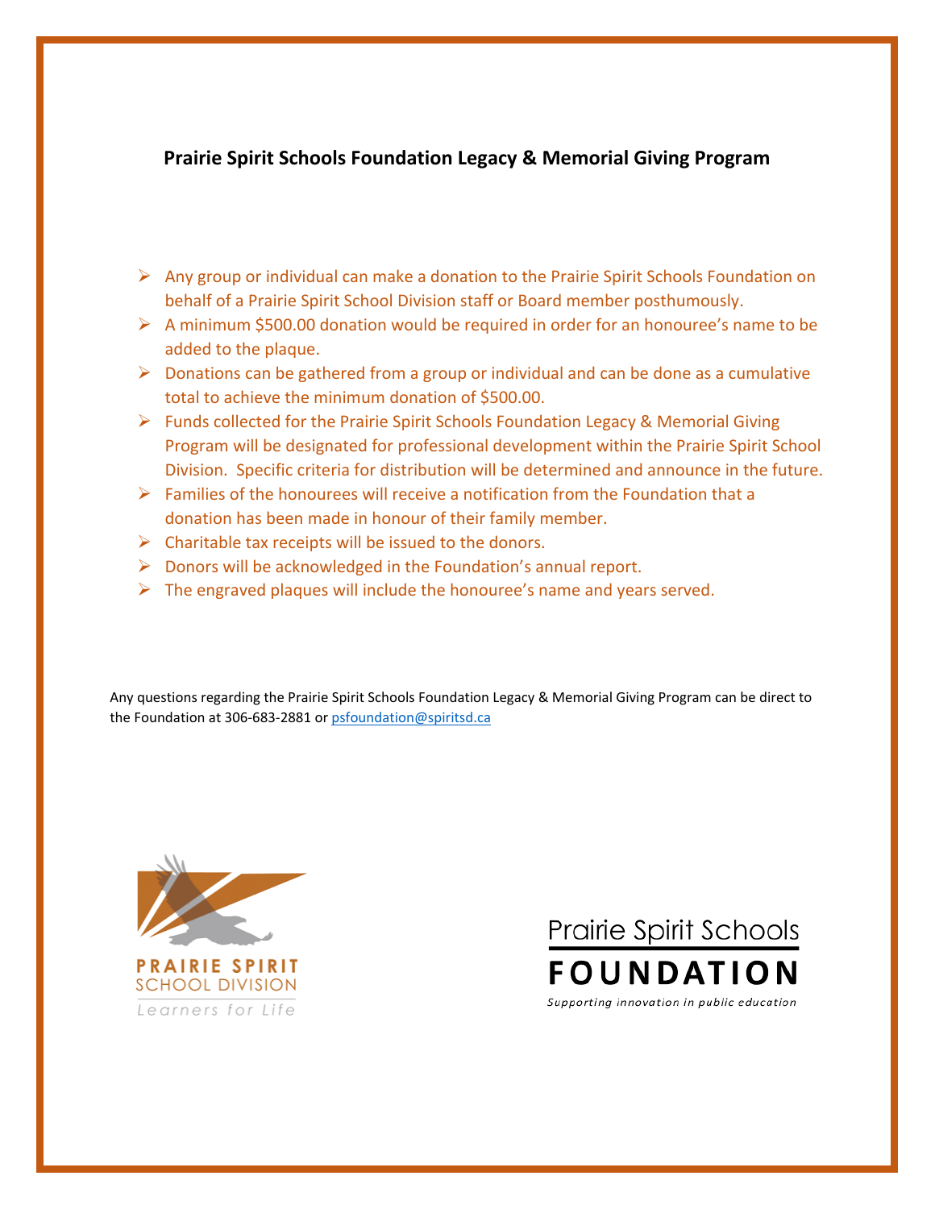## Prairie Spirit Schools Foundation Legacy & Memorial Giving Program

- Any group or individual can make a donation to the Prairie Spirit Schools Foundation on behalf of a Prairie Spirit School Division staff or Board member posthumously.
- A minimum $500.00 donation would be required in order for an honouree's name to be added to the plaque.
- Donations can be gathered from a group or individual and can be done as a cumulative total to achieve the minimum donation of $500.00.
- Funds collected for the Prairie Spirit Schools Foundation Legacy & Memorial Giving Program will be designated for professional development within the Prairie Spirit School Division. Specific criteria for distribution will be determined and announce in the future.
- Families of the honourees will receive a notification from the Foundation that a donation has been made in honour of their family member.
- Charitable tax receipts will be issued to the donors.
- Donors will be acknowledged in the Foundation's annual report.
- The engraved plaques will include the honouree's name and years served.

Any questions regarding the Prairie Spirit Schools Foundation Legacy & Memorial Giving Program can be direct to the Foundation at 306-683-2881 or psfoundation@spiritsd.ca

PRAIRIE SPIRIT SCHOOL DIVISION

*Learners for Life*

Prairie Spirit Schools **FOUNDATION**

*Supporting innovation in public education*